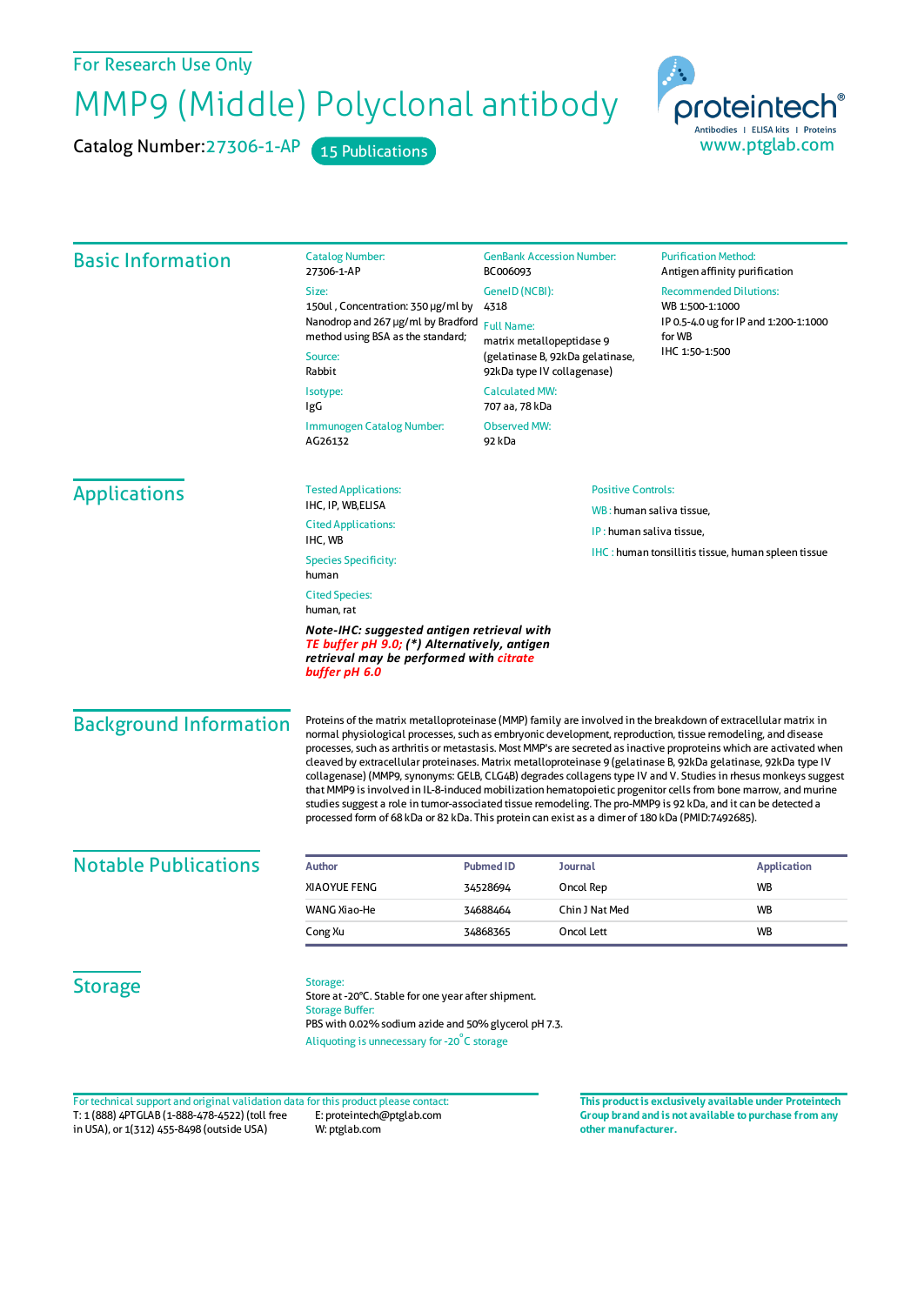For Research Use Only

# MMP9 (Middle) Polyclonal antibody

Catalog Number: 27306-1-AP   15 Publications

proteintech® Antibodies | ELISA kits | Proteins
www.ptglab.com

## Basic Information

**Catalog Number:**
27306-1-AP

**Size:**
150ul , Concentration: 350 μg/ml by Nanodrop and 267 μg/ml by Bradford method using BSA as the standard;

**Source:**
Rabbit

**Isotype:**
IgG

**Immunogen Catalog Number:**
AG26132

**GenBank Accession Number:**
BC006093

**GeneID (NCBI):**
4318

**Full Name:**
matrix metallopeptidase 9 (gelatinase B, 92kDa gelatinase, 92kDa type IV collagenase)

**Calculated MW:**
707 aa, 78 kDa

**Observed MW:**
92 kDa

**Purification Method:**
Antigen affinity purification

**Recommended Dilutions:**
WB 1:500-1:1000
IP 0.5-4.0 ug for IP and 1:200-1:1000 for WB
IHC 1:50-1:500

## Applications

**Tested Applications:**
IHC, IP, WB,ELISA

**Cited Applications:**
IHC, WB

**Species Specificity:**
human

**Cited Species:**
human, rat

***Note-IHC: suggested antigen retrieval with TE buffer pH 9.0; (\*) Alternatively, antigen retrieval may be performed with citrate buffer pH 6.0***

**Positive Controls:**

WB : human saliva tissue,

IP : human saliva tissue,

IHC : human tonsillitis tissue, human spleen tissue

## Background Information

Proteins of the matrix metalloproteinase (MMP) family are involved in the breakdown of extracellular matrix in normal physiological processes, such as embryonic development, reproduction, tissue remodeling, and disease processes, such as arthritis or metastasis. Most MMP's are secreted as inactive proproteins which are activated when cleaved by extracellular proteinases. Matrix metalloproteinase 9 (gelatinase B, 92kDa gelatinase, 92kDa type IV collagenase) (MMP9, synonyms: GELB, CLG4B) degrades collagens type IV and V. Studies in rhesus monkeys suggest that MMP9 is involved in IL-8-induced mobilization hematopoietic progenitor cells from bone marrow, and murine studies suggest a role in tumor-associated tissue remodeling. The pro-MMP9 is 92 kDa, and it can be detected a processed form of 68 kDa or 82 kDa. This protein can exist as a dimer of 180 kDa (PMID:7492685).

## Notable Publications

| Author | Pubmed ID | Journal | Application |
|---|---|---|---|
| XIAOYUE FENG | 34528694 | Oncol Rep | WB |
| WANG Xiao-He | 34688464 | Chin J Nat Med | WB |
| Cong Xu | 34868365 | Oncol Lett | WB |

## Storage

**Storage:**
Store at -20°C. Stable for one year after shipment.

**Storage Buffer:**
PBS with 0.02% sodium azide and 50% glycerol pH 7.3.

Aliquoting is unnecessary for -20°C storage

For technical support and original validation data for this product please contact:
T: 1 (888) 4PTGLAB (1-888-478-4522) (toll free in USA), or 1(312) 455-8498 (outside USA)
E: proteintech@ptglab.com
W: ptglab.com

**This product is exclusively available under Proteintech Group brand and is not available to purchase from any other manufacturer.**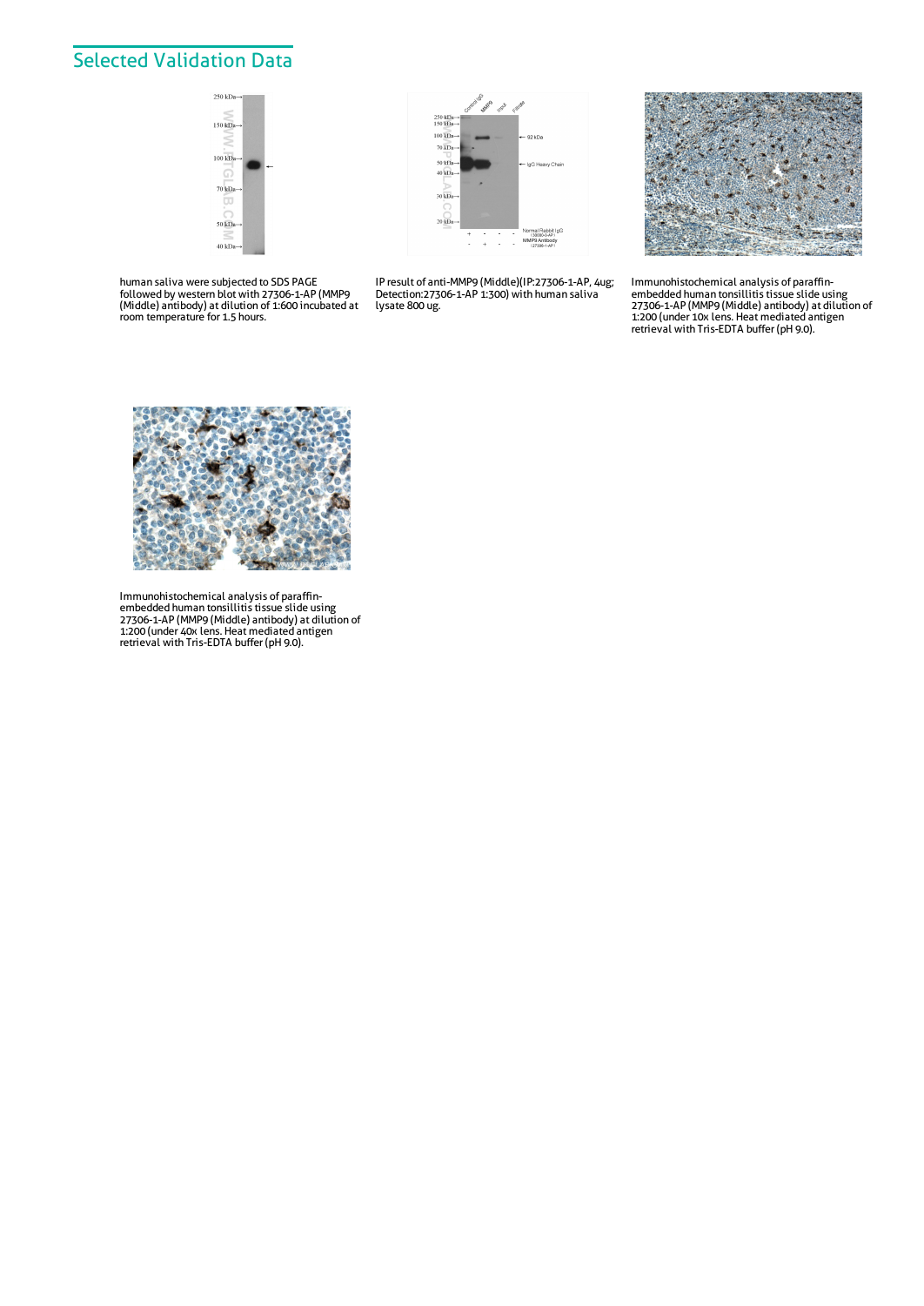## Selected Validation Data

human saliva were subjected to SDS PAGE followed by western blot with 27306-1-AP (MMP9 (Middle) antibody) at dilution of 1:600 incubated at room temperature for 1.5 hours.

IP result of anti-MMP9 (Middle)(IP:27306-1-AP, 4ug; Detection:27306-1-AP 1:300) with human saliva lysate 800 ug.

Immunohistochemical analysis of paraffin-embedded human tonsillitis tissue slide using 27306-1-AP (MMP9 (Middle) antibody) at dilution of 1:200 (under 10x lens. Heat mediated antigen retrieval with Tris-EDTA buffer (pH 9.0).

Immunohistochemical analysis of paraffin-embedded human tonsillitis tissue slide using 27306-1-AP (MMP9 (Middle) antibody) at dilution of 1:200 (under 40x lens. Heat mediated antigen retrieval with Tris-EDTA buffer (pH 9.0).